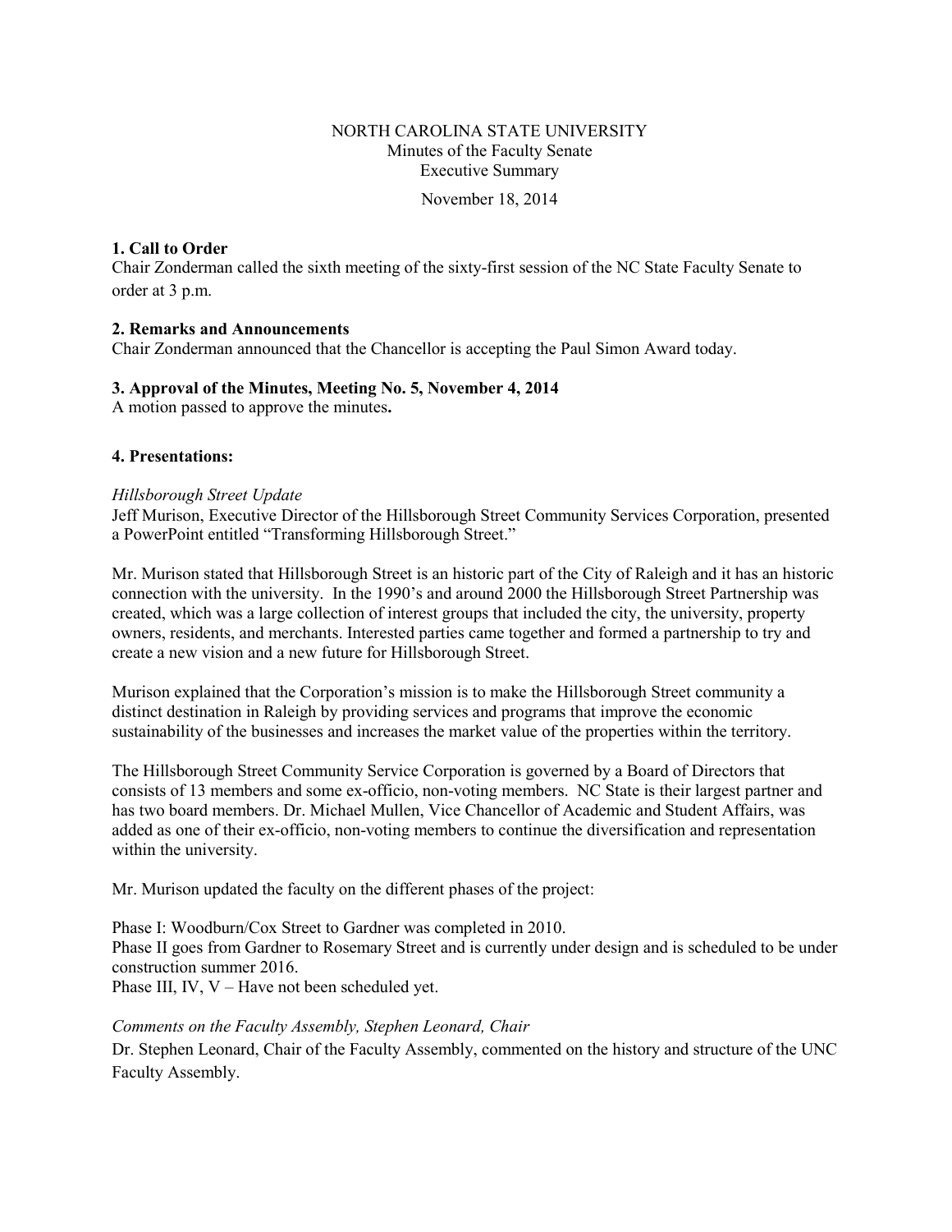NORTH CAROLINA STATE UNIVERSITY
Minutes of the Faculty Senate
Executive Summary

November 18, 2014

**1. Call to Order**
Chair Zonderman called the sixth meeting of the sixty-first session of the NC State Faculty Senate to order at 3 p.m.

**2. Remarks and Announcements**
Chair Zonderman announced that the Chancellor is accepting the Paul Simon Award today.

**3. Approval of the Minutes, Meeting No. 5, November 4, 2014**
A motion passed to approve the minutes**.**

**4. Presentations:**

*Hillsborough Street Update*
Jeff Murison, Executive Director of the Hillsborough Street Community Services Corporation, presented a PowerPoint entitled "Transforming Hillsborough Street."

Mr. Murison stated that Hillsborough Street is an historic part of the City of Raleigh and it has an historic connection with the university. In the 1990's and around 2000 the Hillsborough Street Partnership was created, which was a large collection of interest groups that included the city, the university, property owners, residents, and merchants. Interested parties came together and formed a partnership to try and create a new vision and a new future for Hillsborough Street.

Murison explained that the Corporation's mission is to make the Hillsborough Street community a distinct destination in Raleigh by providing services and programs that improve the economic sustainability of the businesses and increases the market value of the properties within the territory.

The Hillsborough Street Community Service Corporation is governed by a Board of Directors that consists of 13 members and some ex-officio, non-voting members. NC State is their largest partner and has two board members. Dr. Michael Mullen, Vice Chancellor of Academic and Student Affairs, was added as one of their ex-officio, non-voting members to continue the diversification and representation within the university.

Mr. Murison updated the faculty on the different phases of the project:

Phase I: Woodburn/Cox Street to Gardner was completed in 2010.
Phase II goes from Gardner to Rosemary Street and is currently under design and is scheduled to be under construction summer 2016.
Phase III, IV, V – Have not been scheduled yet.

*Comments on the Faculty Assembly, Stephen Leonard, Chair*
Dr. Stephen Leonard, Chair of the Faculty Assembly, commented on the history and structure of the UNC Faculty Assembly.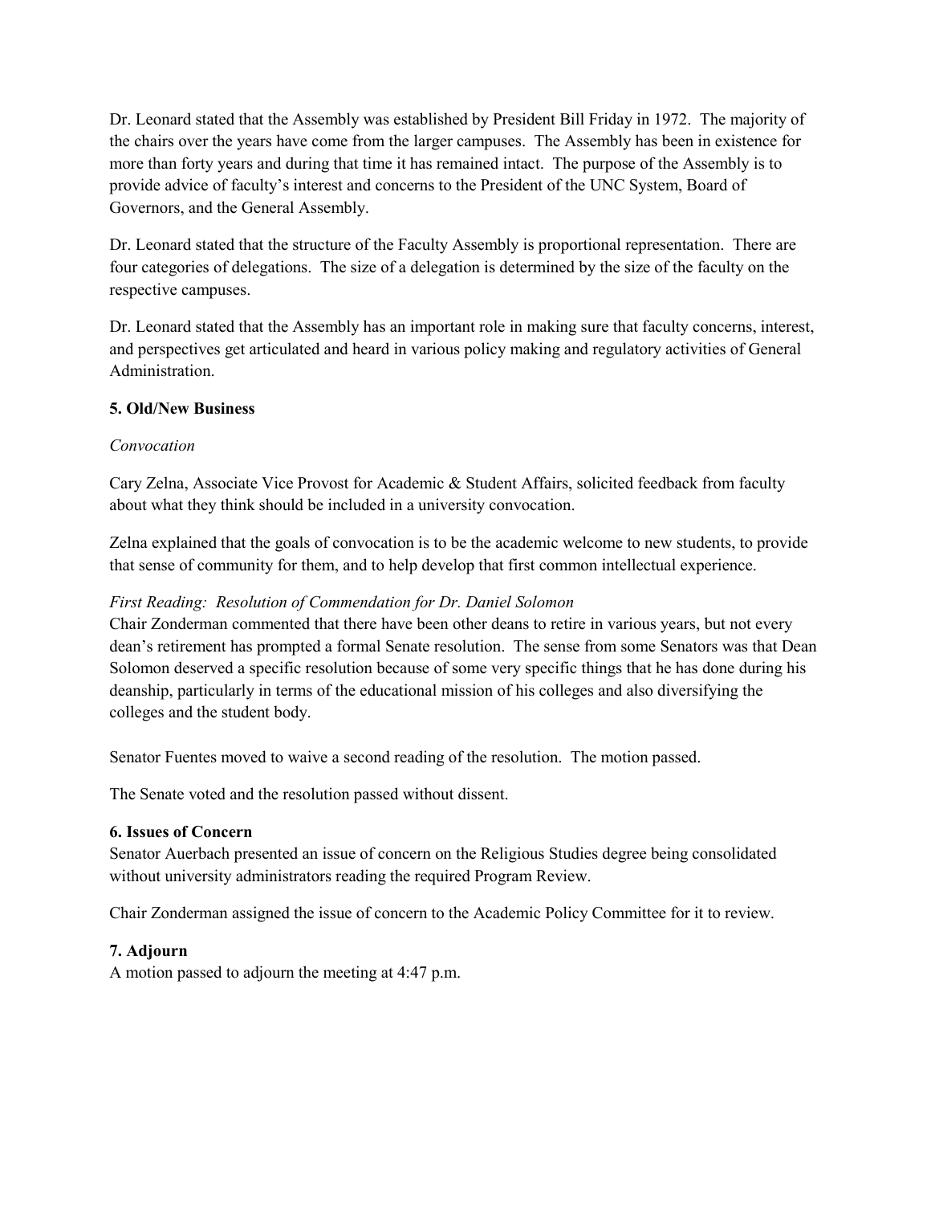Dr. Leonard stated that the Assembly was established by President Bill Friday in 1972. The majority of the chairs over the years have come from the larger campuses. The Assembly has been in existence for more than forty years and during that time it has remained intact. The purpose of the Assembly is to provide advice of faculty's interest and concerns to the President of the UNC System, Board of Governors, and the General Assembly.

Dr. Leonard stated that the structure of the Faculty Assembly is proportional representation. There are four categories of delegations. The size of a delegation is determined by the size of the faculty on the respective campuses.

Dr. Leonard stated that the Assembly has an important role in making sure that faculty concerns, interest, and perspectives get articulated and heard in various policy making and regulatory activities of General Administration.

**5. Old/New Business**

*Convocation*

Cary Zelna, Associate Vice Provost for Academic & Student Affairs, solicited feedback from faculty about what they think should be included in a university convocation.

Zelna explained that the goals of convocation is to be the academic welcome to new students, to provide that sense of community for them, and to help develop that first common intellectual experience.

*First Reading: Resolution of Commendation for Dr. Daniel Solomon*

Chair Zonderman commented that there have been other deans to retire in various years, but not every dean's retirement has prompted a formal Senate resolution. The sense from some Senators was that Dean Solomon deserved a specific resolution because of some very specific things that he has done during his deanship, particularly in terms of the educational mission of his colleges and also diversifying the colleges and the student body.

Senator Fuentes moved to waive a second reading of the resolution. The motion passed.

The Senate voted and the resolution passed without dissent.

**6. Issues of Concern**

Senator Auerbach presented an issue of concern on the Religious Studies degree being consolidated without university administrators reading the required Program Review.

Chair Zonderman assigned the issue of concern to the Academic Policy Committee for it to review.

**7. Adjourn**

A motion passed to adjourn the meeting at 4:47 p.m.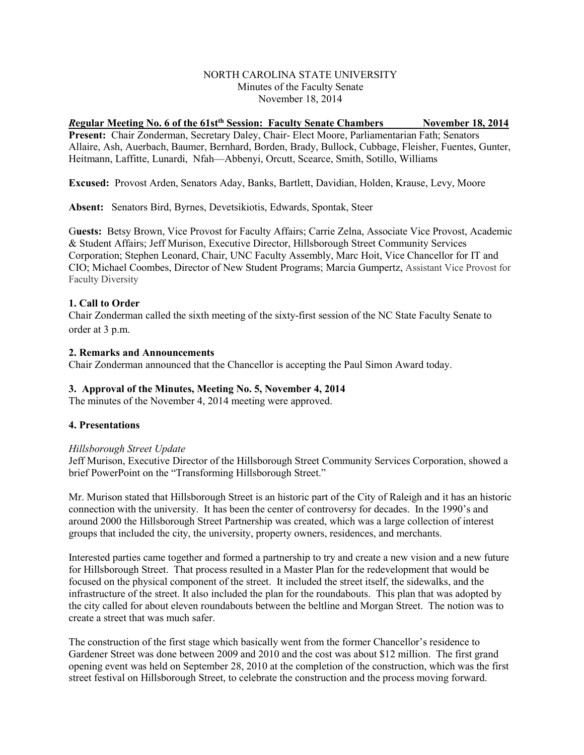NORTH CAROLINA STATE UNIVERSITY
Minutes of the Faculty Senate
November 18, 2014

***R*egular Meeting No. 6 of the 61st[th] Session: Faculty Senate Chambers November 18, 2014**

**Present:** Chair Zonderman, Secretary Daley, Chair- Elect Moore, Parliamentarian Fath; Senators Allaire, Ash, Auerbach, Baumer, Bernhard, Borden, Brady, Bullock, Cubbage, Fleisher, Fuentes, Gunter, Heitmann, Laffitte, Lunardi, Nfah—Abbenyi, Orcutt, Scearce, Smith, Sotillo, Williams

**Excused:** Provost Arden, Senators Aday, Banks, Bartlett, Davidian, Holden, Krause, Levy, Moore

**Absent:** Senators Bird, Byrnes, Devetsikiotis, Edwards, Spontak, Steer

**Guests:** Betsy Brown, Vice Provost for Faculty Affairs; Carrie Zelna, Associate Vice Provost, Academic & Student Affairs; Jeff Murison, Executive Director, Hillsborough Street Community Services Corporation; Stephen Leonard, Chair, UNC Faculty Assembly, Marc Hoit, Vice Chancellor for IT and CIO; Michael Coombes, Director of New Student Programs; Marcia Gumpertz, Assistant Vice Provost for Faculty Diversity

**1. Call to Order**

Chair Zonderman called the sixth meeting of the sixty-first session of the NC State Faculty Senate to order at 3 p.m.

**2. Remarks and Announcements**

Chair Zonderman announced that the Chancellor is accepting the Paul Simon Award today.

**3. Approval of the Minutes, Meeting No. 5, November 4, 2014**

The minutes of the November 4, 2014 meeting were approved.

**4. Presentations**

*Hillsborough Street Update*

Jeff Murison, Executive Director of the Hillsborough Street Community Services Corporation, showed a brief PowerPoint on the "Transforming Hillsborough Street."

Mr. Murison stated that Hillsborough Street is an historic part of the City of Raleigh and it has an historic connection with the university. It has been the center of controversy for decades. In the 1990's and around 2000 the Hillsborough Street Partnership was created, which was a large collection of interest groups that included the city, the university, property owners, residences, and merchants.

Interested parties came together and formed a partnership to try and create a new vision and a new future for Hillsborough Street. That process resulted in a Master Plan for the redevelopment that would be focused on the physical component of the street. It included the street itself, the sidewalks, and the infrastructure of the street. It also included the plan for the roundabouts. This plan that was adopted by the city called for about eleven roundabouts between the beltline and Morgan Street. The notion was to create a street that was much safer.

The construction of the first stage which basically went from the former Chancellor's residence to Gardener Street was done between 2009 and 2010 and the cost was about $12 million. The first grand opening event was held on September 28, 2010 at the completion of the construction, which was the first street festival on Hillsborough Street, to celebrate the construction and the process moving forward.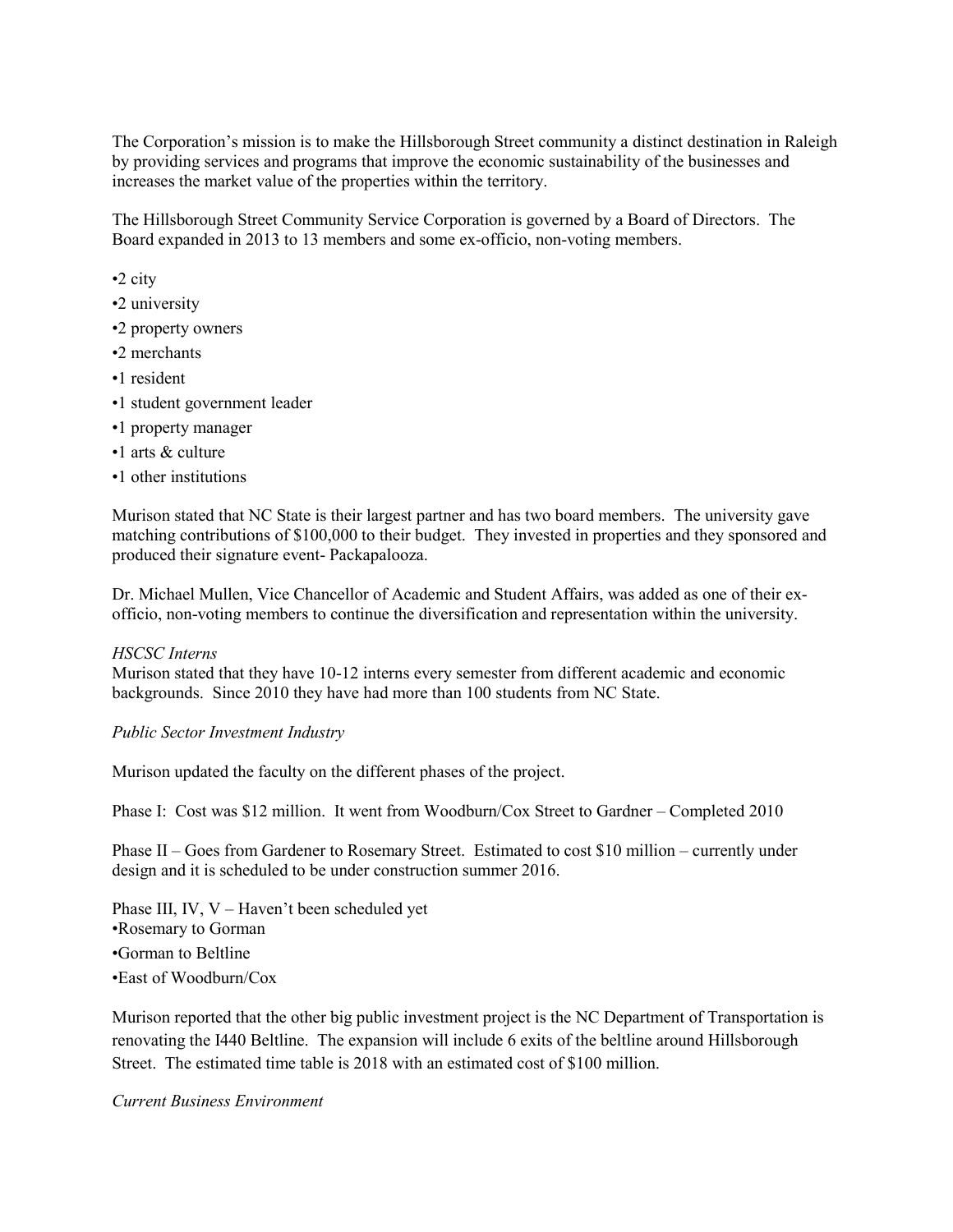The Corporation's mission is to make the Hillsborough Street community a distinct destination in Raleigh by providing services and programs that improve the economic sustainability of the businesses and increases the market value of the properties within the territory.

The Hillsborough Street Community Service Corporation is governed by a Board of Directors. The Board expanded in 2013 to 13 members and some ex-officio, non-voting members.

- 2 city
- 2 university
- 2 property owners
- 2 merchants
- 1 resident
- 1 student government leader
- 1 property manager
- 1 arts & culture
- 1 other institutions

Murison stated that NC State is their largest partner and has two board members. The university gave matching contributions of $100,000 to their budget. They invested in properties and they sponsored and produced their signature event- Packapalooza.

Dr. Michael Mullen, Vice Chancellor of Academic and Student Affairs, was added as one of their ex-officio, non-voting members to continue the diversification and representation within the university.

*HSCSC Interns*
Murison stated that they have 10-12 interns every semester from different academic and economic backgrounds. Since 2010 they have had more than 100 students from NC State.

*Public Sector Investment Industry*

Murison updated the faculty on the different phases of the project.

Phase I: Cost was $12 million. It went from Woodburn/Cox Street to Gardner – Completed 2010

Phase II – Goes from Gardener to Rosemary Street. Estimated to cost $10 million – currently under design and it is scheduled to be under construction summer 2016.

Phase III, IV, V – Haven't been scheduled yet
- Rosemary to Gorman
- Gorman to Beltline
- East of Woodburn/Cox

Murison reported that the other big public investment project is the NC Department of Transportation is renovating the I440 Beltline. The expansion will include 6 exits of the beltline around Hillsborough Street. The estimated time table is 2018 with an estimated cost of $100 million.

*Current Business Environment*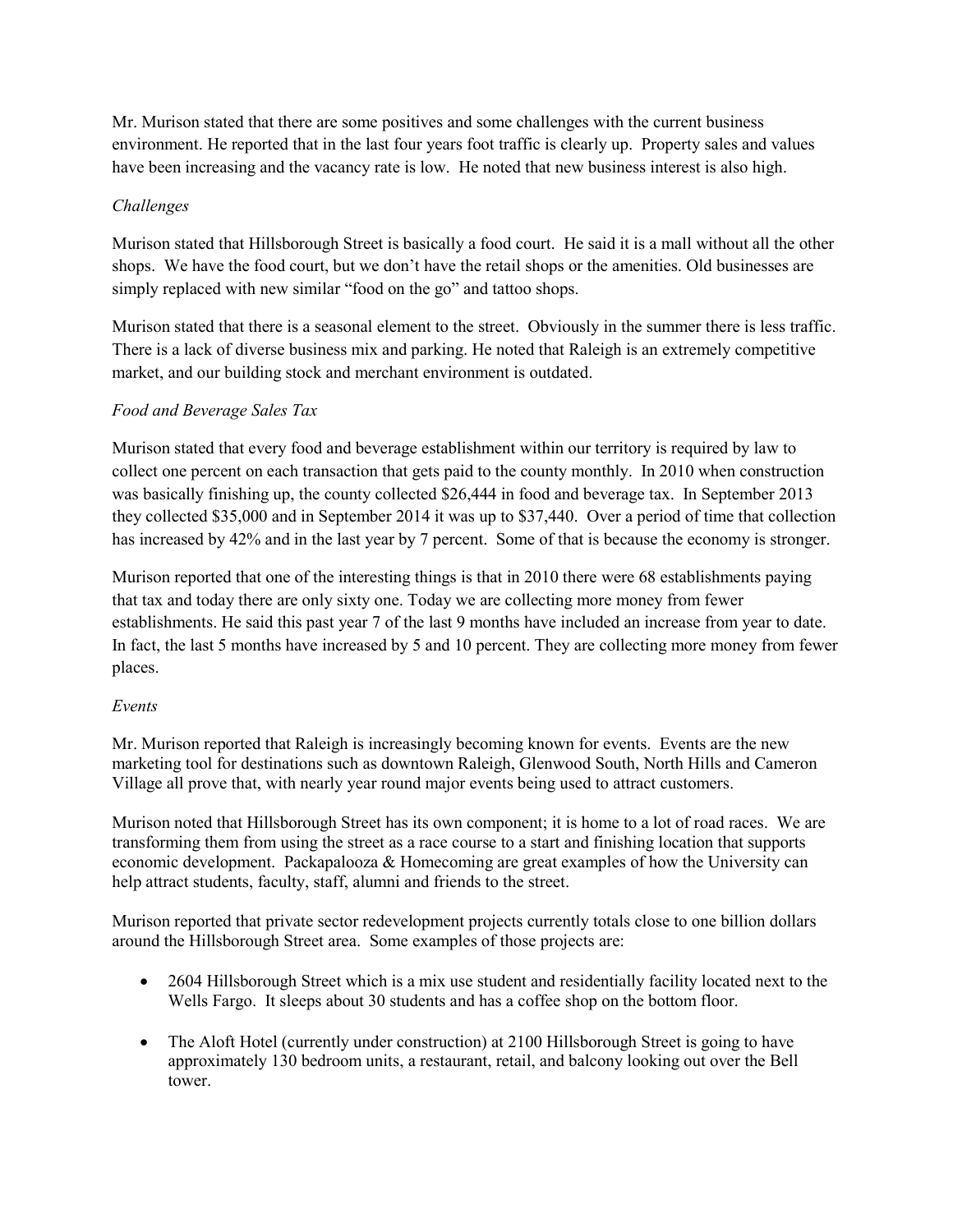Mr. Murison stated that there are some positives and some challenges with the current business environment. He reported that in the last four years foot traffic is clearly up. Property sales and values have been increasing and the vacancy rate is low. He noted that new business interest is also high.

*Challenges*

Murison stated that Hillsborough Street is basically a food court. He said it is a mall without all the other shops. We have the food court, but we don't have the retail shops or the amenities. Old businesses are simply replaced with new similar "food on the go" and tattoo shops.

Murison stated that there is a seasonal element to the street. Obviously in the summer there is less traffic. There is a lack of diverse business mix and parking. He noted that Raleigh is an extremely competitive market, and our building stock and merchant environment is outdated.

*Food and Beverage Sales Tax*

Murison stated that every food and beverage establishment within our territory is required by law to collect one percent on each transaction that gets paid to the county monthly. In 2010 when construction was basically finishing up, the county collected $26,444 in food and beverage tax. In September 2013 they collected $35,000 and in September 2014 it was up to $37,440. Over a period of time that collection has increased by 42% and in the last year by 7 percent. Some of that is because the economy is stronger.

Murison reported that one of the interesting things is that in 2010 there were 68 establishments paying that tax and today there are only sixty one. Today we are collecting more money from fewer establishments. He said this past year 7 of the last 9 months have included an increase from year to date. In fact, the last 5 months have increased by 5 and 10 percent. They are collecting more money from fewer places.

*Events*

Mr. Murison reported that Raleigh is increasingly becoming known for events. Events are the new marketing tool for destinations such as downtown Raleigh, Glenwood South, North Hills and Cameron Village all prove that, with nearly year round major events being used to attract customers.

Murison noted that Hillsborough Street has its own component; it is home to a lot of road races. We are transforming them from using the street as a race course to a start and finishing location that supports economic development. Packapalooza & Homecoming are great examples of how the University can help attract students, faculty, staff, alumni and friends to the street.

Murison reported that private sector redevelopment projects currently totals close to one billion dollars around the Hillsborough Street area. Some examples of those projects are:

- 2604 Hillsborough Street which is a mix use student and residentially facility located next to the Wells Fargo. It sleeps about 30 students and has a coffee shop on the bottom floor.

- The Aloft Hotel (currently under construction) at 2100 Hillsborough Street is going to have approximately 130 bedroom units, a restaurant, retail, and balcony looking out over the Bell tower.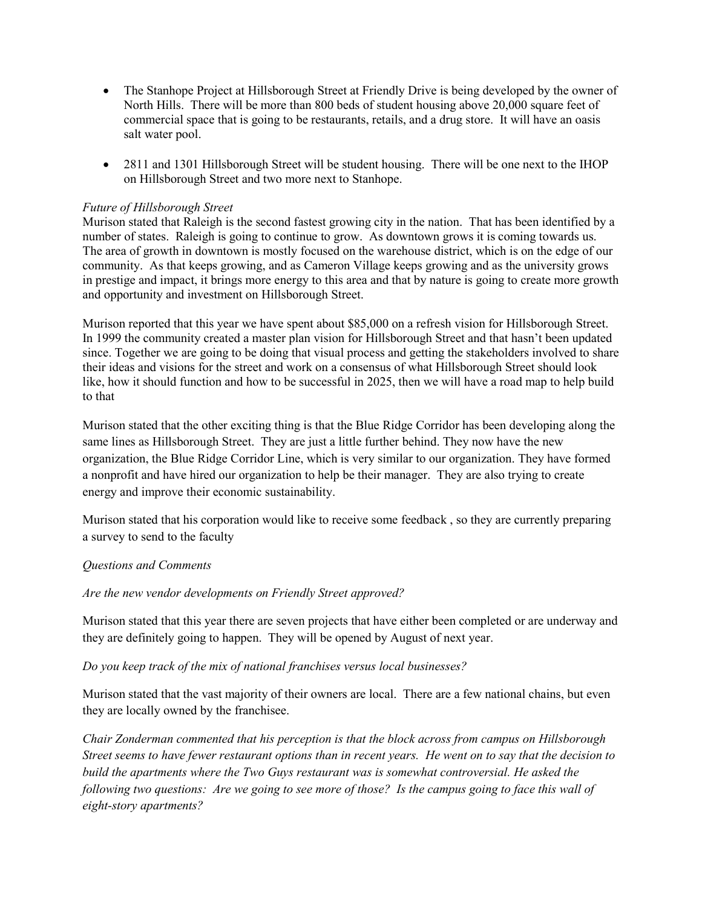- The Stanhope Project at Hillsborough Street at Friendly Drive is being developed by the owner of North Hills. There will be more than 800 beds of student housing above 20,000 square feet of commercial space that is going to be restaurants, retails, and a drug store. It will have an oasis salt water pool.

- 2811 and 1301 Hillsborough Street will be student housing. There will be one next to the IHOP on Hillsborough Street and two more next to Stanhope.

*Future of Hillsborough Street*

Murison stated that Raleigh is the second fastest growing city in the nation. That has been identified by a number of states. Raleigh is going to continue to grow. As downtown grows it is coming towards us. The area of growth in downtown is mostly focused on the warehouse district, which is on the edge of our community. As that keeps growing, and as Cameron Village keeps growing and as the university grows in prestige and impact, it brings more energy to this area and that by nature is going to create more growth and opportunity and investment on Hillsborough Street.

Murison reported that this year we have spent about $85,000 on a refresh vision for Hillsborough Street. In 1999 the community created a master plan vision for Hillsborough Street and that hasn't been updated since. Together we are going to be doing that visual process and getting the stakeholders involved to share their ideas and visions for the street and work on a consensus of what Hillsborough Street should look like, how it should function and how to be successful in 2025, then we will have a road map to help build to that

Murison stated that the other exciting thing is that the Blue Ridge Corridor has been developing along the same lines as Hillsborough Street. They are just a little further behind. They now have the new organization, the Blue Ridge Corridor Line, which is very similar to our organization. They have formed a nonprofit and have hired our organization to help be their manager. They are also trying to create energy and improve their economic sustainability.

Murison stated that his corporation would like to receive some feedback , so they are currently preparing a survey to send to the faculty

*Questions and Comments*

*Are the new vendor developments on Friendly Street approved?*

Murison stated that this year there are seven projects that have either been completed or are underway and they are definitely going to happen. They will be opened by August of next year.

*Do you keep track of the mix of national franchises versus local businesses?*

Murison stated that the vast majority of their owners are local. There are a few national chains, but even they are locally owned by the franchisee.

*Chair Zonderman commented that his perception is that the block across from campus on Hillsborough Street seems to have fewer restaurant options than in recent years. He went on to say that the decision to build the apartments where the Two Guys restaurant was is somewhat controversial. He asked the following two questions: Are we going to see more of those? Is the campus going to face this wall of eight-story apartments?*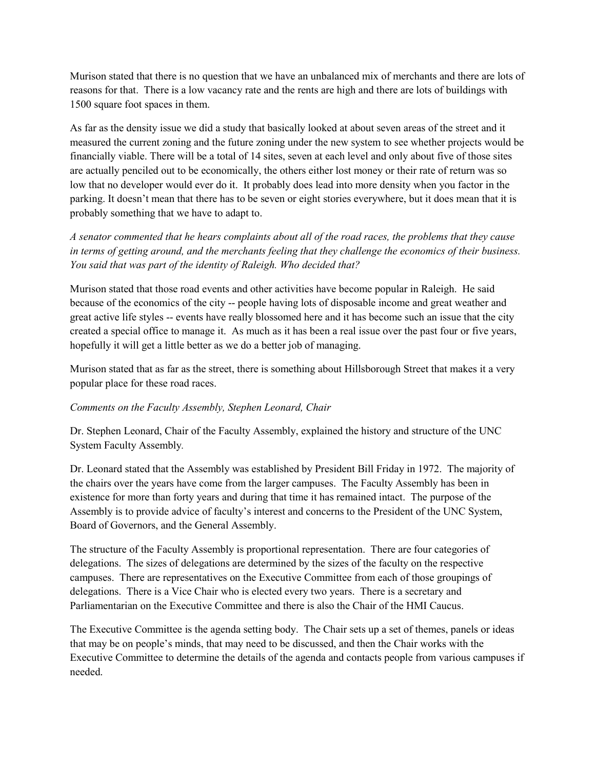Murison stated that there is no question that we have an unbalanced mix of merchants and there are lots of reasons for that. There is a low vacancy rate and the rents are high and there are lots of buildings with 1500 square foot spaces in them.

As far as the density issue we did a study that basically looked at about seven areas of the street and it measured the current zoning and the future zoning under the new system to see whether projects would be financially viable. There will be a total of 14 sites, seven at each level and only about five of those sites are actually penciled out to be economically, the others either lost money or their rate of return was so low that no developer would ever do it. It probably does lead into more density when you factor in the parking. It doesn't mean that there has to be seven or eight stories everywhere, but it does mean that it is probably something that we have to adapt to.

*A senator commented that he hears complaints about all of the road races, the problems that they cause in terms of getting around, and the merchants feeling that they challenge the economics of their business. You said that was part of the identity of Raleigh. Who decided that?*

Murison stated that those road events and other activities have become popular in Raleigh. He said because of the economics of the city -- people having lots of disposable income and great weather and great active life styles -- events have really blossomed here and it has become such an issue that the city created a special office to manage it. As much as it has been a real issue over the past four or five years, hopefully it will get a little better as we do a better job of managing.

Murison stated that as far as the street, there is something about Hillsborough Street that makes it a very popular place for these road races.

*Comments on the Faculty Assembly, Stephen Leonard, Chair*

Dr. Stephen Leonard, Chair of the Faculty Assembly, explained the history and structure of the UNC System Faculty Assembly.

Dr. Leonard stated that the Assembly was established by President Bill Friday in 1972. The majority of the chairs over the years have come from the larger campuses. The Faculty Assembly has been in existence for more than forty years and during that time it has remained intact. The purpose of the Assembly is to provide advice of faculty's interest and concerns to the President of the UNC System, Board of Governors, and the General Assembly.

The structure of the Faculty Assembly is proportional representation. There are four categories of delegations. The sizes of delegations are determined by the sizes of the faculty on the respective campuses. There are representatives on the Executive Committee from each of those groupings of delegations. There is a Vice Chair who is elected every two years. There is a secretary and Parliamentarian on the Executive Committee and there is also the Chair of the HMI Caucus.

The Executive Committee is the agenda setting body. The Chair sets up a set of themes, panels or ideas that may be on people's minds, that may need to be discussed, and then the Chair works with the Executive Committee to determine the details of the agenda and contacts people from various campuses if needed.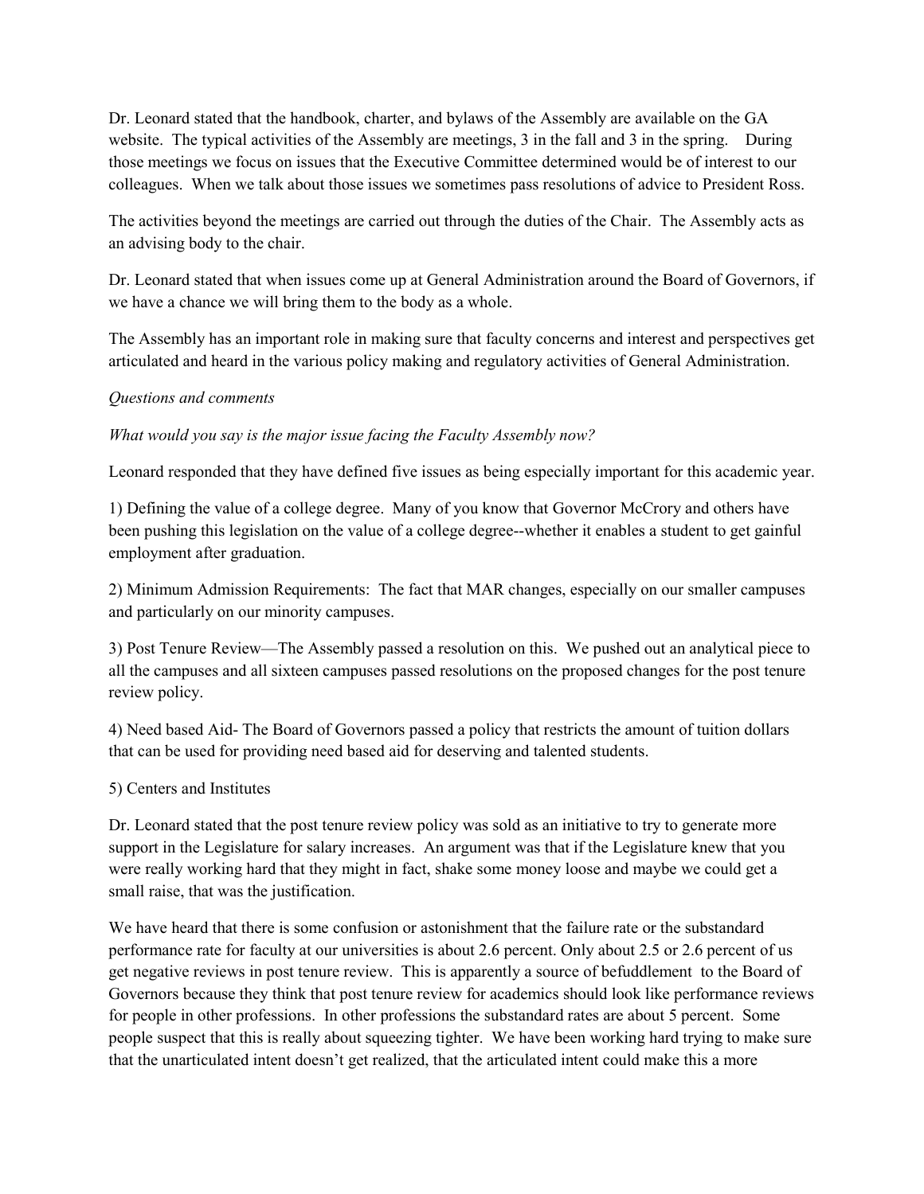Dr. Leonard stated that the handbook, charter, and bylaws of the Assembly are available on the GA website. The typical activities of the Assembly are meetings, 3 in the fall and 3 in the spring. During those meetings we focus on issues that the Executive Committee determined would be of interest to our colleagues. When we talk about those issues we sometimes pass resolutions of advice to President Ross.

The activities beyond the meetings are carried out through the duties of the Chair. The Assembly acts as an advising body to the chair.

Dr. Leonard stated that when issues come up at General Administration around the Board of Governors, if we have a chance we will bring them to the body as a whole.

The Assembly has an important role in making sure that faculty concerns and interest and perspectives get articulated and heard in the various policy making and regulatory activities of General Administration.

*Questions and comments*

*What would you say is the major issue facing the Faculty Assembly now?*

Leonard responded that they have defined five issues as being especially important for this academic year.

1) Defining the value of a college degree. Many of you know that Governor McCrory and others have been pushing this legislation on the value of a college degree--whether it enables a student to get gainful employment after graduation.

2) Minimum Admission Requirements: The fact that MAR changes, especially on our smaller campuses and particularly on our minority campuses.

3) Post Tenure Review—The Assembly passed a resolution on this. We pushed out an analytical piece to all the campuses and all sixteen campuses passed resolutions on the proposed changes for the post tenure review policy.

4) Need based Aid- The Board of Governors passed a policy that restricts the amount of tuition dollars that can be used for providing need based aid for deserving and talented students.

5) Centers and Institutes

Dr. Leonard stated that the post tenure review policy was sold as an initiative to try to generate more support in the Legislature for salary increases. An argument was that if the Legislature knew that you were really working hard that they might in fact, shake some money loose and maybe we could get a small raise, that was the justification.

We have heard that there is some confusion or astonishment that the failure rate or the substandard performance rate for faculty at our universities is about 2.6 percent. Only about 2.5 or 2.6 percent of us get negative reviews in post tenure review. This is apparently a source of befuddlement to the Board of Governors because they think that post tenure review for academics should look like performance reviews for people in other professions. In other professions the substandard rates are about 5 percent. Some people suspect that this is really about squeezing tighter. We have been working hard trying to make sure that the unarticulated intent doesn't get realized, that the articulated intent could make this a more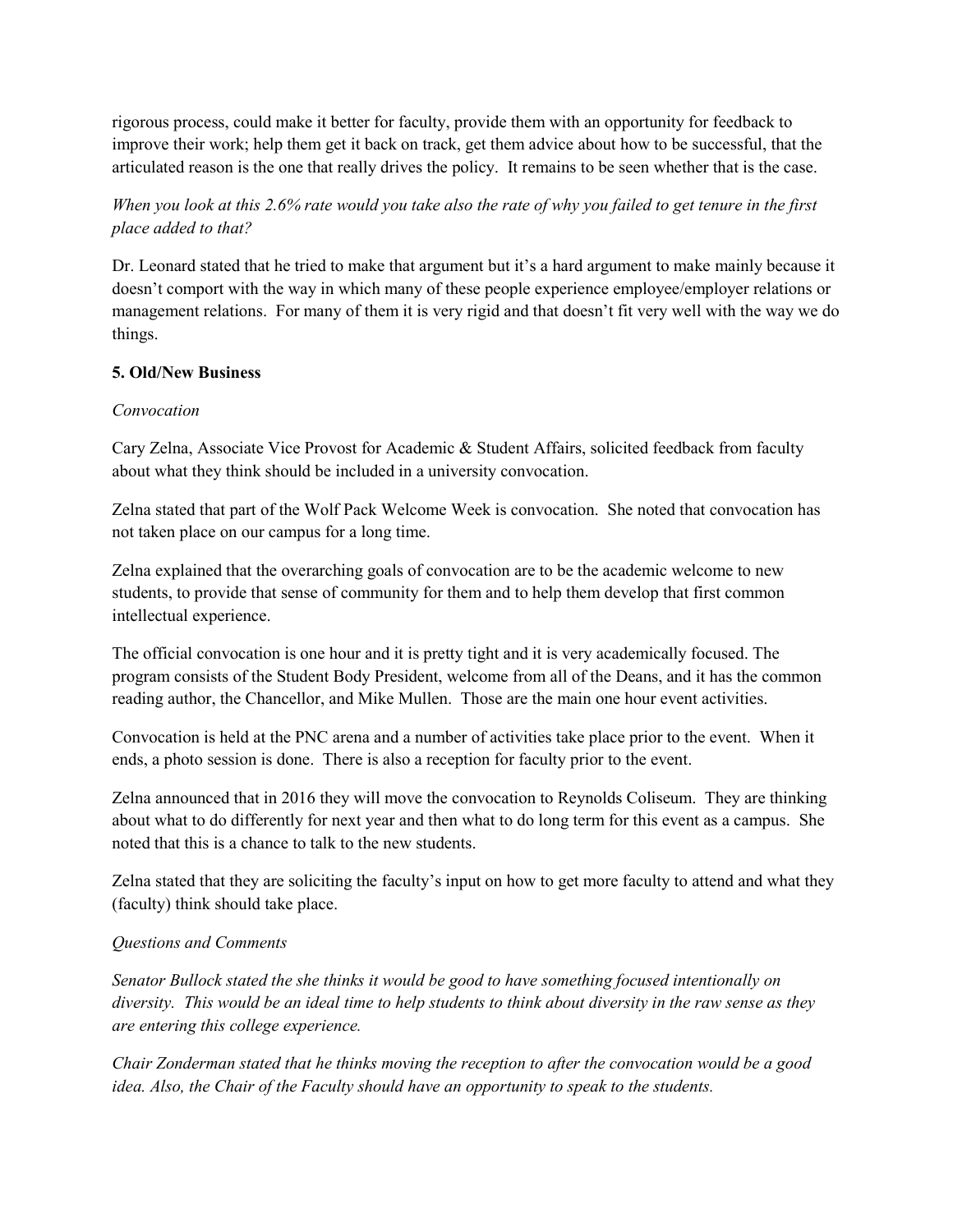rigorous process, could make it better for faculty, provide them with an opportunity for feedback to improve their work; help them get it back on track, get them advice about how to be successful, that the articulated reason is the one that really drives the policy. It remains to be seen whether that is the case.

*When you look at this 2.6% rate would you take also the rate of why you failed to get tenure in the first place added to that?*

Dr. Leonard stated that he tried to make that argument but it's a hard argument to make mainly because it doesn't comport with the way in which many of these people experience employee/employer relations or management relations. For many of them it is very rigid and that doesn't fit very well with the way we do things.

**5. Old/New Business**

*Convocation*

Cary Zelna, Associate Vice Provost for Academic & Student Affairs, solicited feedback from faculty about what they think should be included in a university convocation.

Zelna stated that part of the Wolf Pack Welcome Week is convocation. She noted that convocation has not taken place on our campus for a long time.

Zelna explained that the overarching goals of convocation are to be the academic welcome to new students, to provide that sense of community for them and to help them develop that first common intellectual experience.

The official convocation is one hour and it is pretty tight and it is very academically focused. The program consists of the Student Body President, welcome from all of the Deans, and it has the common reading author, the Chancellor, and Mike Mullen. Those are the main one hour event activities.

Convocation is held at the PNC arena and a number of activities take place prior to the event. When it ends, a photo session is done. There is also a reception for faculty prior to the event.

Zelna announced that in 2016 they will move the convocation to Reynolds Coliseum. They are thinking about what to do differently for next year and then what to do long term for this event as a campus. She noted that this is a chance to talk to the new students.

Zelna stated that they are soliciting the faculty's input on how to get more faculty to attend and what they (faculty) think should take place.

*Questions and Comments*

*Senator Bullock stated the she thinks it would be good to have something focused intentionally on diversity. This would be an ideal time to help students to think about diversity in the raw sense as they are entering this college experience.*

*Chair Zonderman stated that he thinks moving the reception to after the convocation would be a good idea. Also, the Chair of the Faculty should have an opportunity to speak to the students.*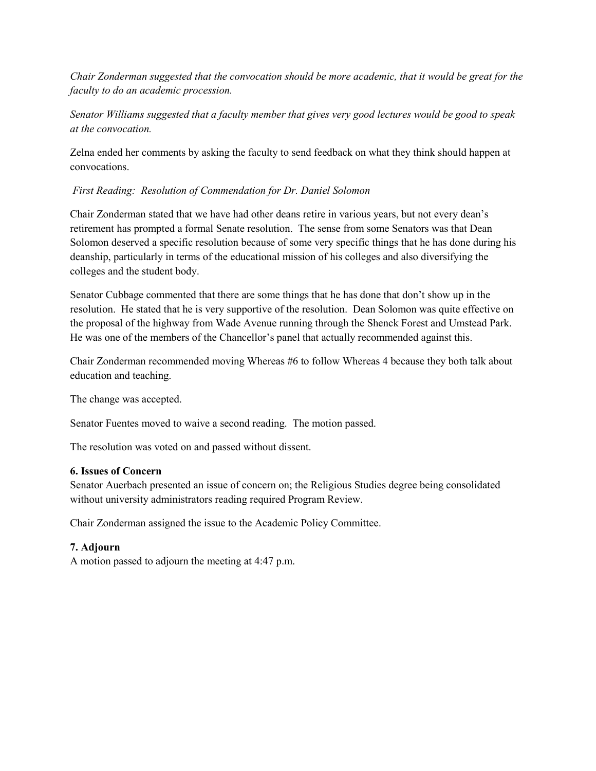*Chair Zonderman suggested that the convocation should be more academic, that it would be great for the faculty to do an academic procession.*

*Senator Williams suggested that a faculty member that gives very good lectures would be good to speak at the convocation.*

Zelna ended her comments by asking the faculty to send feedback on what they think should happen at convocations.

*First Reading: Resolution of Commendation for Dr. Daniel Solomon*

Chair Zonderman stated that we have had other deans retire in various years, but not every dean's retirement has prompted a formal Senate resolution. The sense from some Senators was that Dean Solomon deserved a specific resolution because of some very specific things that he has done during his deanship, particularly in terms of the educational mission of his colleges and also diversifying the colleges and the student body.

Senator Cubbage commented that there are some things that he has done that don't show up in the resolution. He stated that he is very supportive of the resolution. Dean Solomon was quite effective on the proposal of the highway from Wade Avenue running through the Shenck Forest and Umstead Park. He was one of the members of the Chancellor's panel that actually recommended against this.

Chair Zonderman recommended moving Whereas #6 to follow Whereas 4 because they both talk about education and teaching.

The change was accepted.

Senator Fuentes moved to waive a second reading. The motion passed.

The resolution was voted on and passed without dissent.

**6. Issues of Concern**

Senator Auerbach presented an issue of concern on; the Religious Studies degree being consolidated without university administrators reading required Program Review.

Chair Zonderman assigned the issue to the Academic Policy Committee.

**7. Adjourn**

A motion passed to adjourn the meeting at 4:47 p.m.